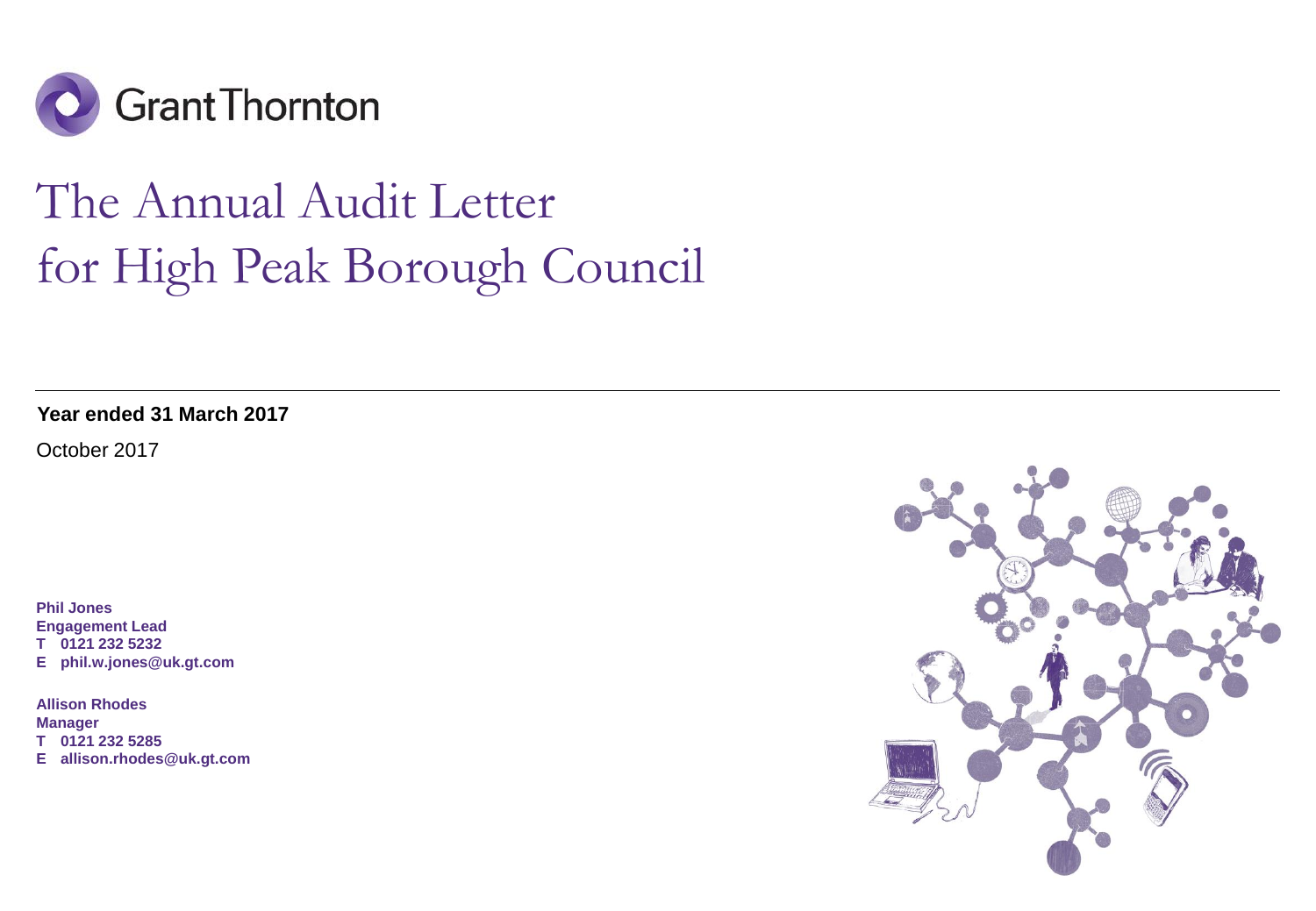Grant Thornton

# The Annual Audit Letter for High Peak Borough Council

**Year ended 31 March 2017**

October 2017

**Phil Jones**
**Engagement Lead**
**T 0121 232 5232**
**E phil.w.jones@uk.gt.com**

**Allison Rhodes**
**Manager**
**T 0121 232 5285**
**E allison.rhodes@uk.gt.com**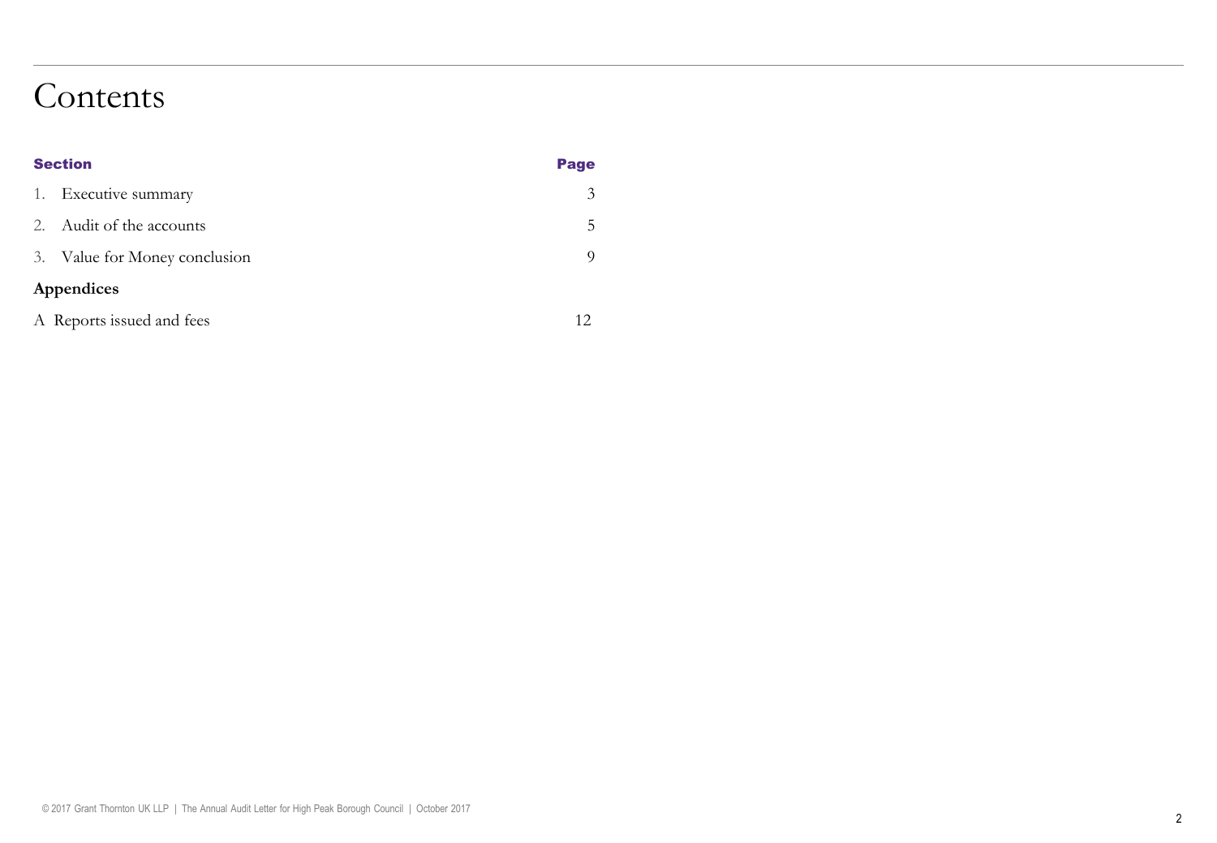# Contents

| Section | Page |
| --- | --- |
| 1. Executive summary | 3 |
| 2. Audit of the accounts | 5 |
| 3. Value for Money conclusion | 9 |
| **Appendices** | |
| A Reports issued and fees | 12 |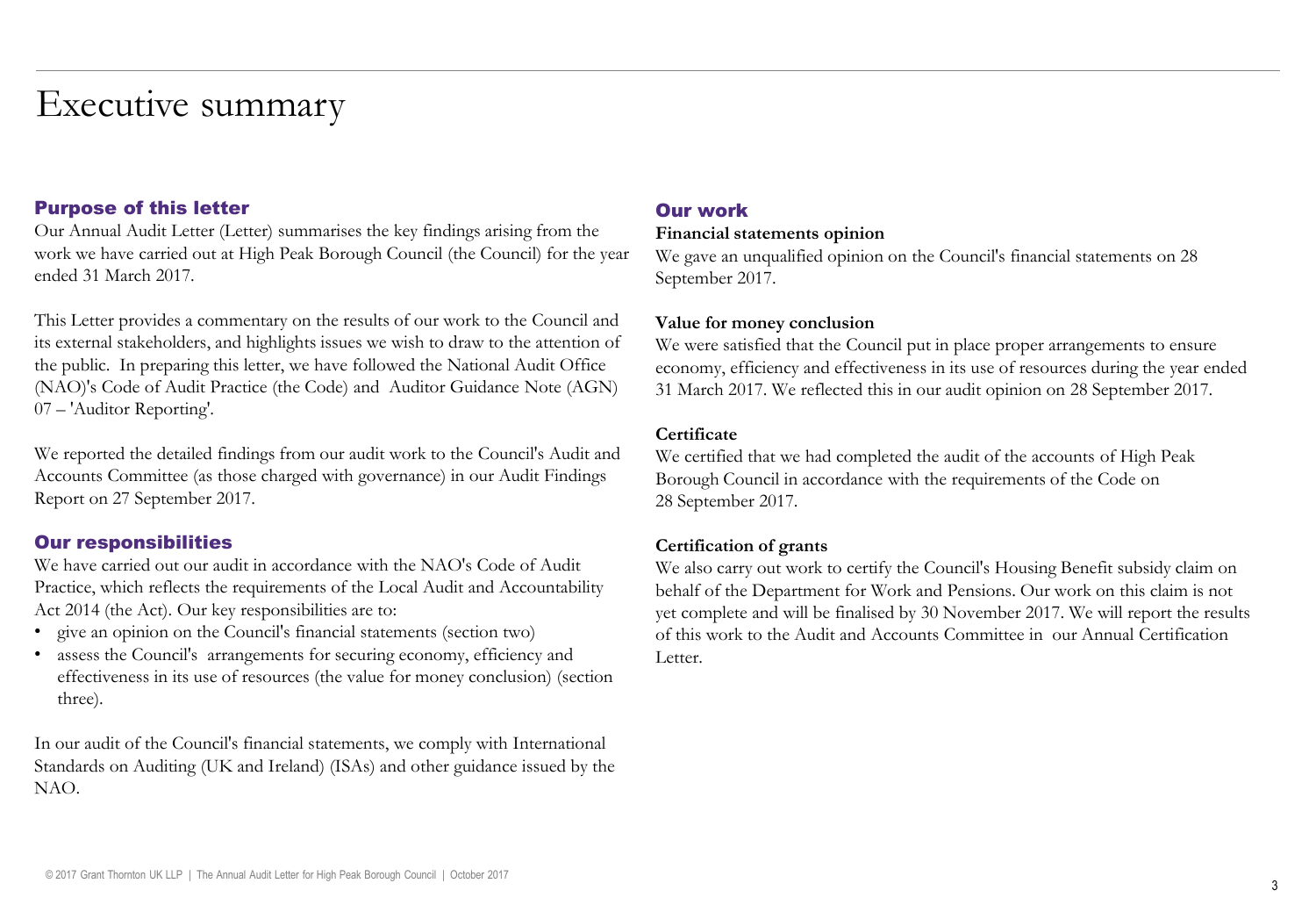# Executive summary

## Purpose of this letter

Our Annual Audit Letter (Letter) summarises the key findings arising from the work we have carried out at High Peak Borough Council (the Council) for the year ended 31 March 2017.

This Letter provides a commentary on the results of our work to the Council and its external stakeholders, and highlights issues we wish to draw to the attention of the public. In preparing this letter, we have followed the National Audit Office (NAO)'s Code of Audit Practice (the Code) and Auditor Guidance Note (AGN) 07 – 'Auditor Reporting'.

We reported the detailed findings from our audit work to the Council's Audit and Accounts Committee (as those charged with governance) in our Audit Findings Report on 27 September 2017.

## Our responsibilities

We have carried out our audit in accordance with the NAO's Code of Audit Practice, which reflects the requirements of the Local Audit and Accountability Act 2014 (the Act). Our key responsibilities are to:

- give an opinion on the Council's financial statements (section two)
- assess the Council's arrangements for securing economy, efficiency and effectiveness in its use of resources (the value for money conclusion) (section three).

In our audit of the Council's financial statements, we comply with International Standards on Auditing (UK and Ireland) (ISAs) and other guidance issued by the NAO.

## Our work

**Financial statements opinion**

We gave an unqualified opinion on the Council's financial statements on 28 September 2017.

**Value for money conclusion**

We were satisfied that the Council put in place proper arrangements to ensure economy, efficiency and effectiveness in its use of resources during the year ended 31 March 2017. We reflected this in our audit opinion on 28 September 2017.

**Certificate**

We certified that we had completed the audit of the accounts of High Peak Borough Council in accordance with the requirements of the Code on 28 September 2017.

**Certification of grants**

We also carry out work to certify the Council's Housing Benefit subsidy claim on behalf of the Department for Work and Pensions. Our work on this claim is not yet complete and will be finalised by 30 November 2017. We will report the results of this work to the Audit and Accounts Committee in our Annual Certification Letter.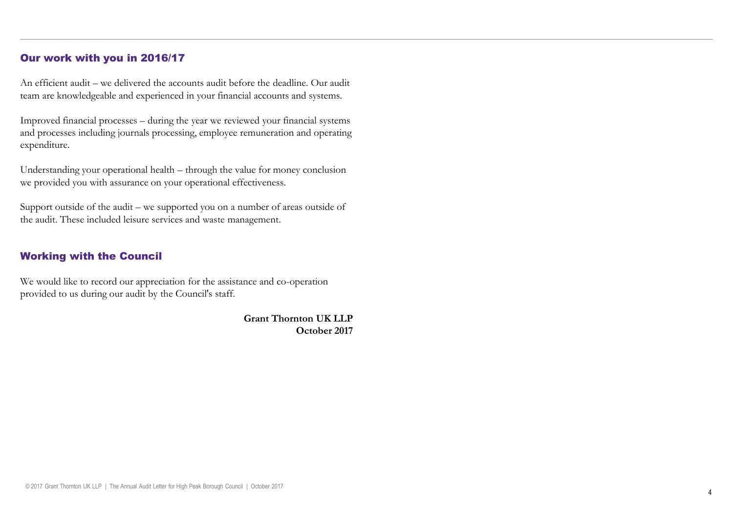## Our work with you in 2016/17

An efficient audit – we delivered the accounts audit before the deadline. Our audit team are knowledgeable and experienced in your financial accounts and systems.

Improved financial processes – during the year we reviewed your financial systems and processes including journals processing, employee remuneration and operating expenditure.

Understanding your operational health – through the value for money conclusion we provided you with assurance on your operational effectiveness.

Support outside of the audit – we supported you on a number of areas outside of the audit. These included leisure services and waste management.

## Working with the Council

We would like to record our appreciation for the assistance and co-operation provided to us during our audit by the Council's staff.

**Grant Thornton UK LLP**
**October 2017**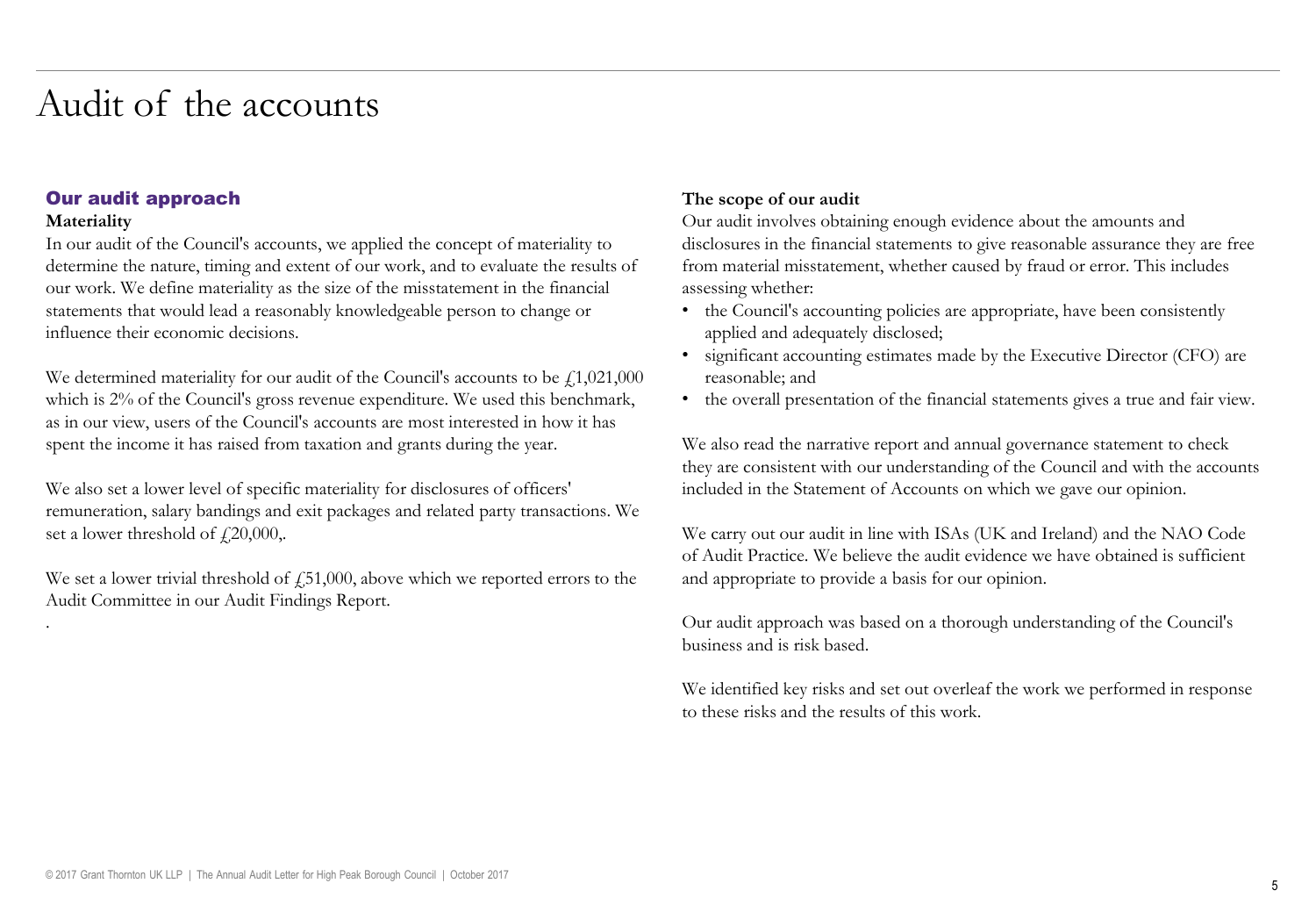# Audit of the accounts

## Our audit approach

### Materiality

In our audit of the Council's accounts, we applied the concept of materiality to determine the nature, timing and extent of our work, and to evaluate the results of our work. We define materiality as the size of the misstatement in the financial statements that would lead a reasonably knowledgeable person to change or influence their economic decisions.

We determined materiality for our audit of the Council's accounts to be £1,021,000 which is 2% of the Council's gross revenue expenditure. We used this benchmark, as in our view, users of the Council's accounts are most interested in how it has spent the income it has raised from taxation and grants during the year.

We also set a lower level of specific materiality for disclosures of officers' remuneration, salary bandings and exit packages and related party transactions. We set a lower threshold of £20,000,.

We set a lower trivial threshold of £51,000, above which we reported errors to the Audit Committee in our Audit Findings Report.

.

### The scope of our audit

Our audit involves obtaining enough evidence about the amounts and disclosures in the financial statements to give reasonable assurance they are free from material misstatement, whether caused by fraud or error. This includes assessing whether:

- the Council's accounting policies are appropriate, have been consistently applied and adequately disclosed;
- significant accounting estimates made by the Executive Director (CFO) are reasonable; and
- the overall presentation of the financial statements gives a true and fair view.

We also read the narrative report and annual governance statement to check they are consistent with our understanding of the Council and with the accounts included in the Statement of Accounts on which we gave our opinion.

We carry out our audit in line with ISAs (UK and Ireland) and the NAO Code of Audit Practice. We believe the audit evidence we have obtained is sufficient and appropriate to provide a basis for our opinion.

Our audit approach was based on a thorough understanding of the Council's business and is risk based.

We identified key risks and set out overleaf the work we performed in response to these risks and the results of this work.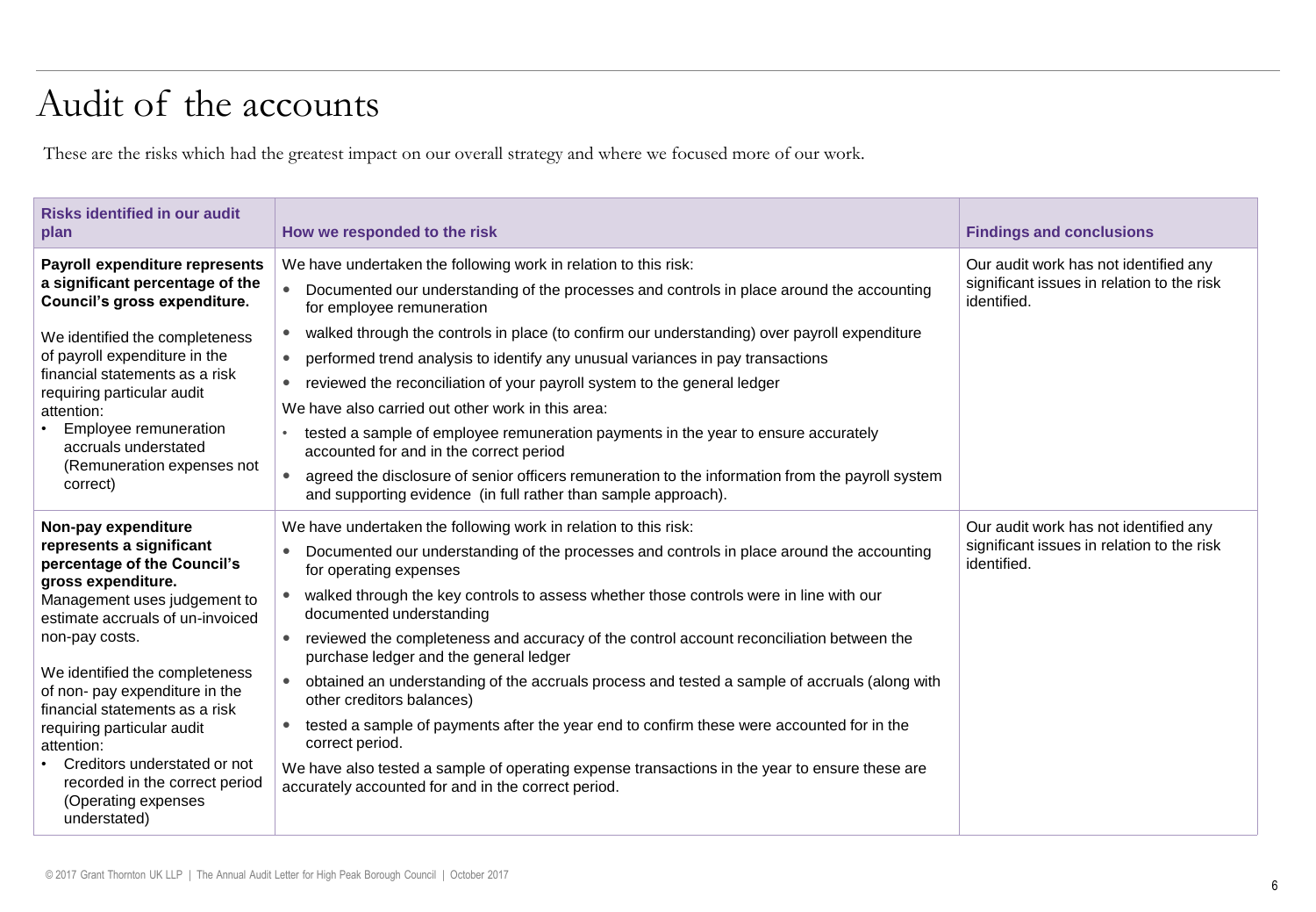# Audit of the accounts

These are the risks which had the greatest impact on our overall strategy and where we focused more of our work.

| Risks identified in our audit plan | How we responded to the risk | Findings and conclusions |
|---|---|---|
| **Payroll expenditure represents a significant percentage of the Council's gross expenditure.**<br><br>We identified the completeness of payroll expenditure in the financial statements as a risk requiring particular audit attention:<br>• Employee remuneration accruals understated (Remuneration expenses not correct) | We have undertaken the following work in relation to this risk:<br>• Documented our understanding of the processes and controls in place around the accounting for employee remuneration<br>• walked through the controls in place (to confirm our understanding) over payroll expenditure<br>• performed trend analysis to identify any unusual variances in pay transactions<br>• reviewed the reconciliation of your payroll system to the general ledger<br>We have also carried out other work in this area:<br>• tested a sample of employee remuneration payments in the year to ensure accurately accounted for and in the correct period<br>• agreed the disclosure of senior officers remuneration to the information from the payroll system and supporting evidence (in full rather than sample approach). | Our audit work has not identified any significant issues in relation to the risk identified. |
| **Non-pay expenditure represents a significant percentage of the Council's gross expenditure.**<br>Management uses judgement to estimate accruals of un-invoiced non-pay costs.<br><br>We identified the completeness of non- pay expenditure in the financial statements as a risk requiring particular audit attention:<br>• Creditors understated or not recorded in the correct period (Operating expenses understated) | We have undertaken the following work in relation to this risk:<br>• Documented our understanding of the processes and controls in place around the accounting for operating expenses<br>• walked through the key controls to assess whether those controls were in line with our documented understanding<br>• reviewed the completeness and accuracy of the control account reconciliation between the purchase ledger and the general ledger<br>• obtained an understanding of the accruals process and tested a sample of accruals (along with other creditors balances)<br>• tested a sample of payments after the year end to confirm these were accounted for in the correct period.<br>We have also tested a sample of operating expense transactions in the year to ensure these are accurately accounted for and in the correct period. | Our audit work has not identified any significant issues in relation to the risk identified. |

© 2017 Grant Thornton UK LLP | The Annual Audit Letter for High Peak Borough Council | October 2017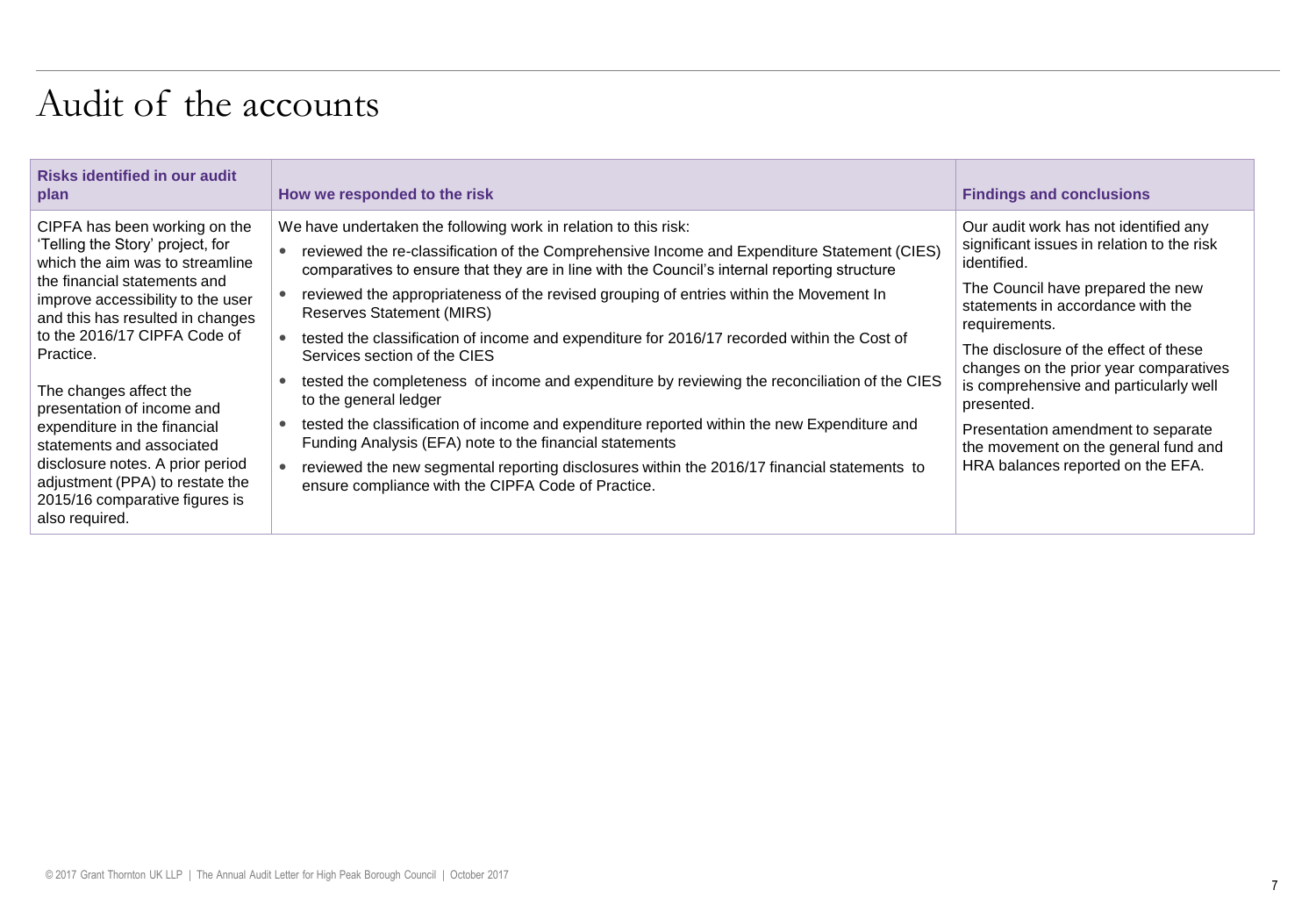# Audit of the accounts

| Risks identified in our audit plan | How we responded to the risk | Findings and conclusions |
| --- | --- | --- |
| CIPFA has been working on the 'Telling the Story' project, for which the aim was to streamline the financial statements and improve accessibility to the user and this has resulted in changes to the 2016/17 CIPFA Code of Practice.<br><br>The changes affect the presentation of income and expenditure in the financial statements and associated disclosure notes. A prior period adjustment (PPA) to restate the 2015/16 comparative figures is also required. | We have undertaken the following work in relation to this risk:<br>• reviewed the re-classification of the Comprehensive Income and Expenditure Statement (CIES) comparatives to ensure that they are in line with the Council's internal reporting structure<br>• reviewed the appropriateness of the revised grouping of entries within the Movement In Reserves Statement (MIRS)<br>• tested the classification of income and expenditure for 2016/17 recorded within the Cost of Services section of the CIES<br>• tested the completeness of income and expenditure by reviewing the reconciliation of the CIES to the general ledger<br>• tested the classification of income and expenditure reported within the new Expenditure and Funding Analysis (EFA) note to the financial statements<br>• reviewed the new segmental reporting disclosures within the 2016/17 financial statements to ensure compliance with the CIPFA Code of Practice. | Our audit work has not identified any significant issues in relation to the risk identified.<br><br>The Council have prepared the new statements in accordance with the requirements.<br><br>The disclosure of the effect of these changes on the prior year comparatives is comprehensive and particularly well presented.<br><br>Presentation amendment to separate the movement on the general fund and HRA balances reported on the EFA. |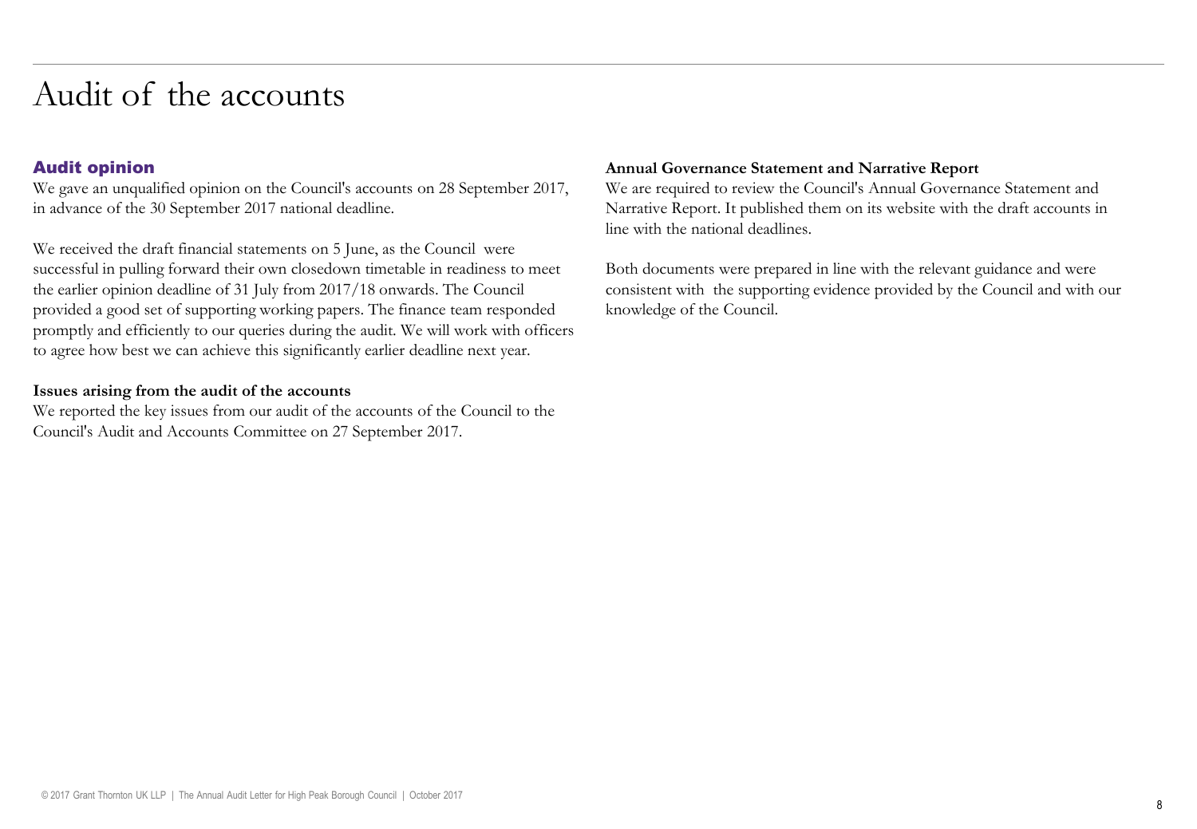# Audit of the accounts

## Audit opinion

We gave an unqualified opinion on the Council's accounts on 28 September 2017, in advance of the 30 September 2017 national deadline.

We received the draft financial statements on 5 June, as the Council were successful in pulling forward their own closedown timetable in readiness to meet the earlier opinion deadline of 31 July from 2017/18 onwards. The Council provided a good set of supporting working papers. The finance team responded promptly and efficiently to our queries during the audit. We will work with officers to agree how best we can achieve this significantly earlier deadline next year.

**Issues arising from the audit of the accounts**

We reported the key issues from our audit of the accounts of the Council to the Council's Audit and Accounts Committee on 27 September 2017.

**Annual Governance Statement and Narrative Report**

We are required to review the Council's Annual Governance Statement and Narrative Report. It published them on its website with the draft accounts in line with the national deadlines.

Both documents were prepared in line with the relevant guidance and were consistent with the supporting evidence provided by the Council and with our knowledge of the Council.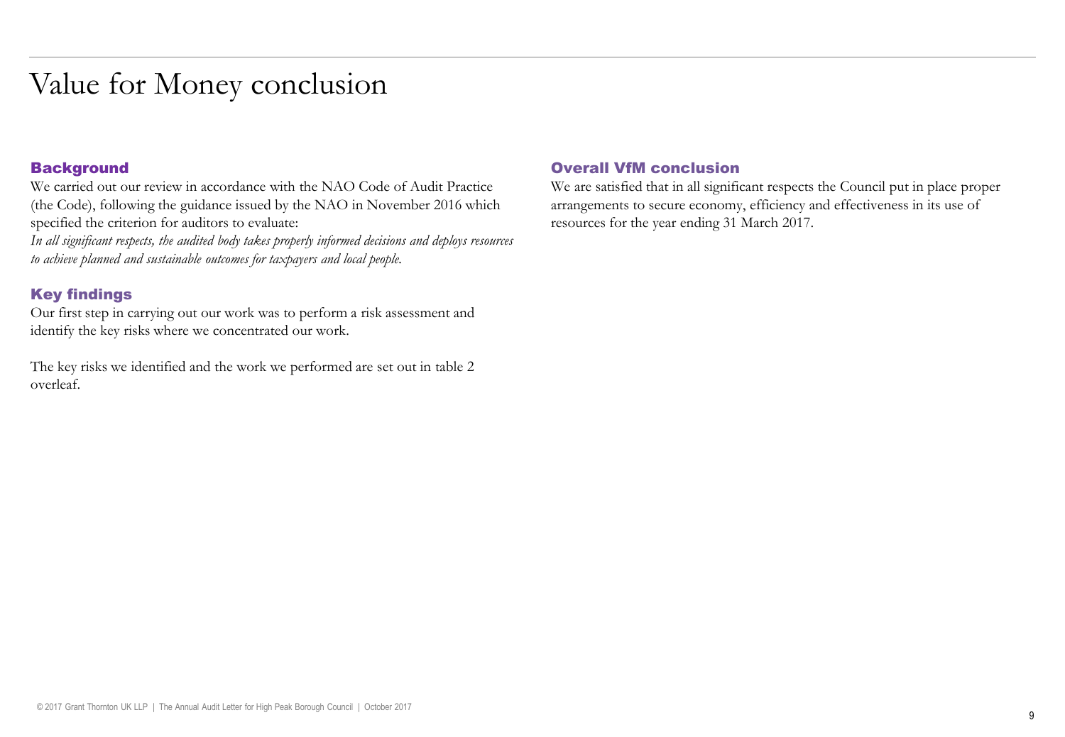# Value for Money conclusion

## Background

We carried out our review in accordance with the NAO Code of Audit Practice (the Code), following the guidance issued by the NAO in November 2016 which specified the criterion for auditors to evaluate:

*In all significant respects, the audited body takes properly informed decisions and deploys resources to achieve planned and sustainable outcomes for taxpayers and local people.*

## Key findings

Our first step in carrying out our work was to perform a risk assessment and identify the key risks where we concentrated our work.

The key risks we identified and the work we performed are set out in table 2 overleaf.

## Overall VfM conclusion

We are satisfied that in all significant respects the Council put in place proper arrangements to secure economy, efficiency and effectiveness in its use of resources for the year ending 31 March 2017.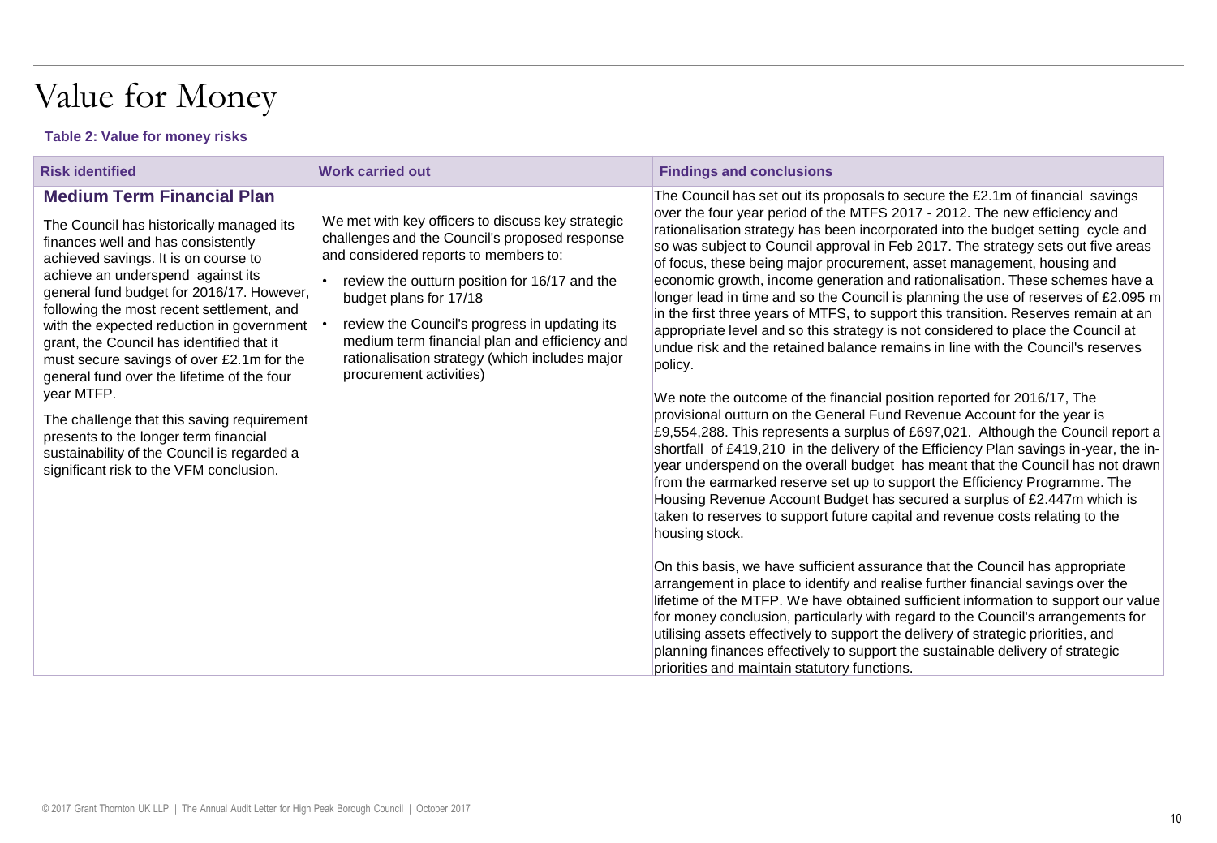# Value for Money

**Table 2: Value for money risks**

| Risk identified | Work carried out | Findings and conclusions |
|---|---|---|
| **Medium Term Financial Plan**<br><br>The Council has historically managed its finances well and has consistently achieved savings. It is on course to achieve an underspend against its general fund budget for 2016/17. However, following the most recent settlement, and with the expected reduction in government grant, the Council has identified that it must secure savings of over £2.1m for the general fund over the lifetime of the four year MTFP.<br><br>The challenge that this saving requirement presents to the longer term financial sustainability of the Council is regarded a significant risk to the VFM conclusion. | We met with key officers to discuss key strategic challenges and the Council's proposed response and considered reports to members to:<br><br>• review the outturn position for 16/17 and the budget plans for 17/18<br><br>• review the Council's progress in updating its medium term financial plan and efficiency and rationalisation strategy (which includes major procurement activities) | The Council has set out its proposals to secure the £2.1m of financial savings over the four year period of the MTFS 2017 - 2012. The new efficiency and rationalisation strategy has been incorporated into the budget setting cycle and so was subject to Council approval in Feb 2017. The strategy sets out five areas of focus, these being major procurement, asset management, housing and economic growth, income generation and rationalisation. These schemes have a longer lead in time and so the Council is planning the use of reserves of £2.095 m in the first three years of MTFS, to support this transition. Reserves remain at an appropriate level and so this strategy is not considered to place the Council at undue risk and the retained balance remains in line with the Council's reserves policy.<br><br>We note the outcome of the financial position reported for 2016/17, The provisional outturn on the General Fund Revenue Account for the year is £9,554,288. This represents a surplus of £697,021. Although the Council report a shortfall of £419,210 in the delivery of the Efficiency Plan savings in-year, the in-year underspend on the overall budget has meant that the Council has not drawn from the earmarked reserve set up to support the Efficiency Programme. The Housing Revenue Account Budget has secured a surplus of £2.447m which is taken to reserves to support future capital and revenue costs relating to the housing stock.<br><br>On this basis, we have sufficient assurance that the Council has appropriate arrangement in place to identify and realise further financial savings over the lifetime of the MTFP. We have obtained sufficient information to support our value for money conclusion, particularly with regard to the Council's arrangements for utilising assets effectively to support the delivery of strategic priorities, and planning finances effectively to support the sustainable delivery of strategic priorities and maintain statutory functions. |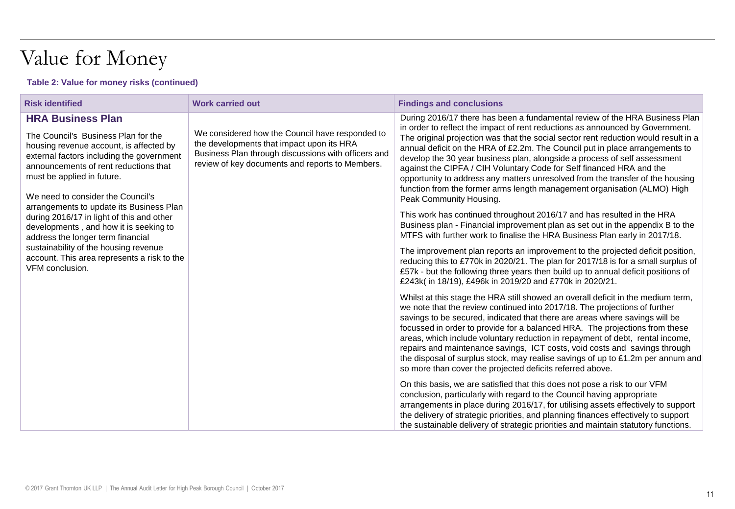# Value for Money

**Table 2: Value for money risks (continued)**

| Risk identified | Work carried out | Findings and conclusions |
|---|---|---|
| **HRA Business Plan**<br><br>The Council's Business Plan for the housing revenue account, is affected by external factors including the government announcements of rent reductions that must be applied in future.<br><br>We need to consider the Council's arrangements to update its Business Plan during 2016/17 in light of this and other developments , and how it is seeking to address the longer term financial sustainability of the housing revenue account. This area represents a risk to the VFM conclusion. | We considered how the Council have responded to the developments that impact upon its HRA Business Plan through discussions with officers and review of key documents and reports to Members. | During 2016/17 there has been a fundamental review of the HRA Business Plan in order to reflect the impact of rent reductions as announced by Government. The original projection was that the social sector rent reduction would result in a annual deficit on the HRA of £2.2m. The Council put in place arrangements to develop the 30 year business plan, alongside a process of self assessment against the CIPFA / CIH Voluntary Code for Self financed HRA and the opportunity to address any matters unresolved from the transfer of the housing function from the former arms length management organisation (ALMO) High Peak Community Housing.<br><br>This work has continued throughout 2016/17 and has resulted in the HRA Business plan - Financial improvement plan as set out in the appendix B to the MTFS with further work to finalise the HRA Business Plan early in 2017/18.<br><br>The improvement plan reports an improvement to the projected deficit position, reducing this to £770k in 2020/21. The plan for 2017/18 is for a small surplus of £57k - but the following three years then build up to annual deficit positions of £243k( in 18/19), £496k in 2019/20 and £770k in 2020/21.<br><br>Whilst at this stage the HRA still showed an overall deficit in the medium term, we note that the review continued into 2017/18. The projections of further savings to be secured, indicated that there are areas where savings will be focussed in order to provide for a balanced HRA. The projections from these areas, which include voluntary reduction in repayment of debt, rental income, repairs and maintenance savings, ICT costs, void costs and savings through the disposal of surplus stock, may realise savings of up to £1.2m per annum and so more than cover the projected deficits referred above.<br><br>On this basis, we are satisfied that this does not pose a risk to our VFM conclusion, particularly with regard to the Council having appropriate arrangements in place during 2016/17, for utilising assets effectively to support the delivery of strategic priorities, and planning finances effectively to support the sustainable delivery of strategic priorities and maintain statutory functions. |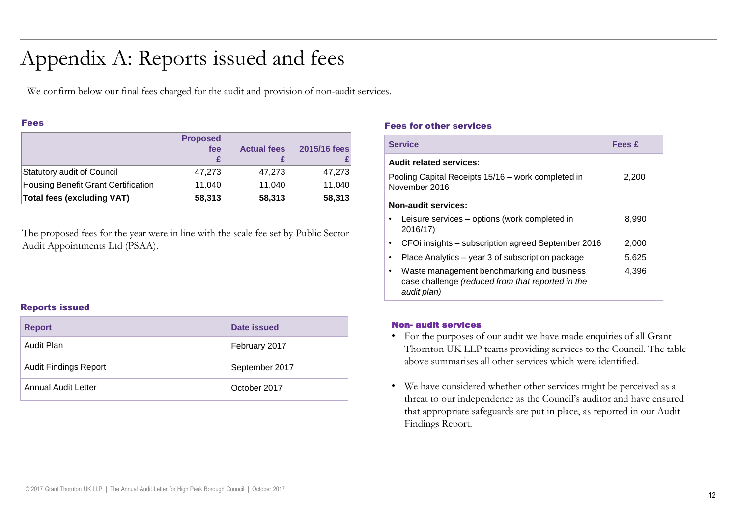# Appendix A: Reports issued and fees

We confirm below our final fees charged for the audit and provision of non-audit services.

### Fees

| | Proposed fee £ | Actual fees £ | 2015/16 fees £ |
|---|---|---|---|
| Statutory audit of Council | 47,273 | 47,273 | 47,273 |
| Housing Benefit Grant Certification | 11,040 | 11,040 | 11,040 |
| **Total fees (excluding VAT)** | **58,313** | **58,313** | **58,313** |

The proposed fees for the year were in line with the scale fee set by Public Sector Audit Appointments Ltd (PSAA).

### Reports issued

| Report | Date issued |
|---|---|
| Audit Plan | February 2017 |
| Audit Findings Report | September 2017 |
| Annual Audit Letter | October 2017 |

### Fees for other services

| Service | Fees £ |
|---|---|
| **Audit related services:** | |
| Pooling Capital Receipts 15/16 – work completed in November 2016 | 2,200 |
| **Non-audit services:** | |
| • Leisure services – options (work completed in 2016/17) | 8,990 |
| • CFOi insights – subscription agreed September 2016 | 2,000 |
| • Place Analytics – year 3 of subscription package | 5,625 |
| • Waste management benchmarking and business case challenge *(reduced from that reported in the audit plan)* | 4,396 |

### Non- audit services

- For the purposes of our audit we have made enquiries of all Grant Thornton UK LLP teams providing services to the Council. The table above summarises all other services which were identified.
- We have considered whether other services might be perceived as a threat to our independence as the Council's auditor and have ensured that appropriate safeguards are put in place, as reported in our Audit Findings Report.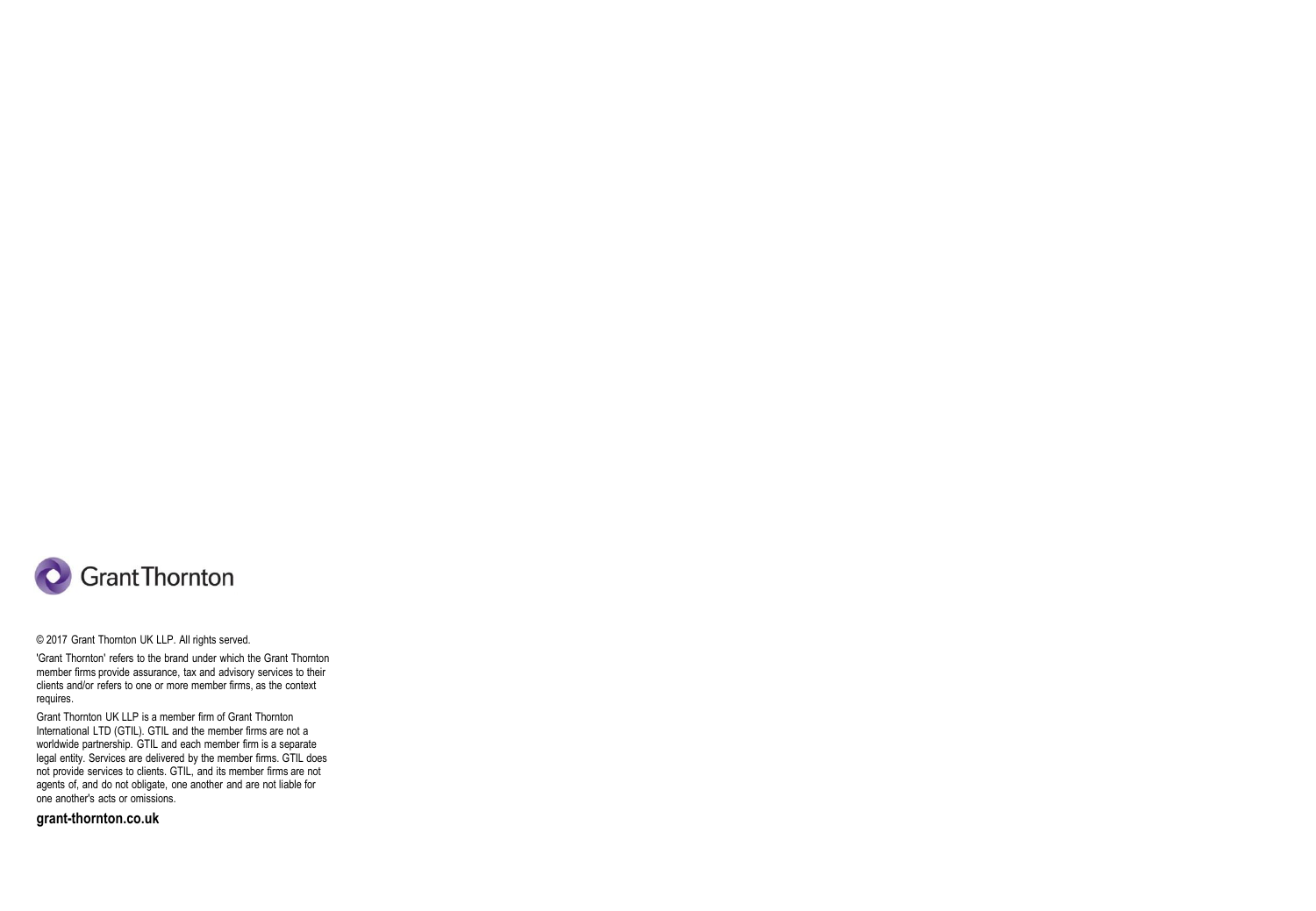Grant Thornton

© 2017 Grant Thornton UK LLP. All rights served.

'Grant Thornton' refers to the brand under which the Grant Thornton member firms provide assurance, tax and advisory services to their clients and/or refers to one or more member firms, as the context requires.

Grant Thornton UK LLP is a member firm of Grant Thornton International LTD (GTIL). GTIL and the member firms are not a worldwide partnership. GTIL and each member firm is a separate legal entity. Services are delivered by the member firms. GTIL does not provide services to clients. GTIL, and its member firms are not agents of, and do not obligate, one another and are not liable for one another's acts or omissions.

**grant-thornton.co.uk**